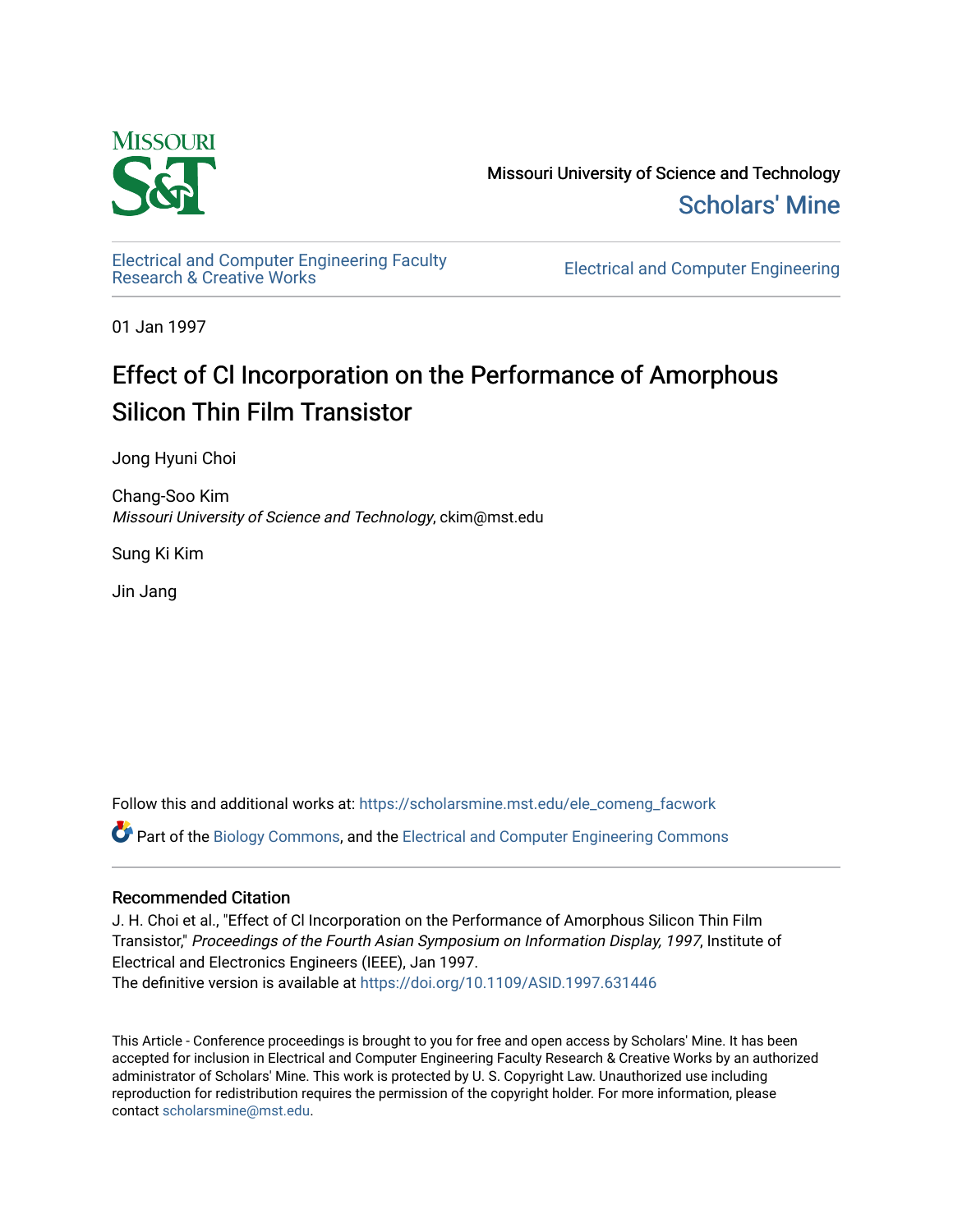Missouri University of Science and Technology

Scholars' Mine

Electrical and Computer Engineering Faculty Research & Creative Works

Electrical and Computer Engineering

01 Jan 1997

# Effect of Cl Incorporation on the Performance of Amorphous Silicon Thin Film Transistor

Jong Hyuni Choi

Chang-Soo Kim
*Missouri University of Science and Technology*, ckim@mst.edu

Sung Ki Kim

Jin Jang

Follow this and additional works at: https://scholarsmine.mst.edu/ele_comeng_facwork

Part of the Biology Commons, and the Electrical and Computer Engineering Commons

## Recommended Citation

J. H. Choi et al., "Effect of Cl Incorporation on the Performance of Amorphous Silicon Thin Film Transistor," *Proceedings of the Fourth Asian Symposium on Information Display, 1997*, Institute of Electrical and Electronics Engineers (IEEE), Jan 1997.
The definitive version is available at https://doi.org/10.1109/ASID.1997.631446

This Article - Conference proceedings is brought to you for free and open access by Scholars' Mine. It has been accepted for inclusion in Electrical and Computer Engineering Faculty Research & Creative Works by an authorized administrator of Scholars' Mine. This work is protected by U. S. Copyright Law. Unauthorized use including reproduction for redistribution requires the permission of the copyright holder. For more information, please contact scholarsmine@mst.edu.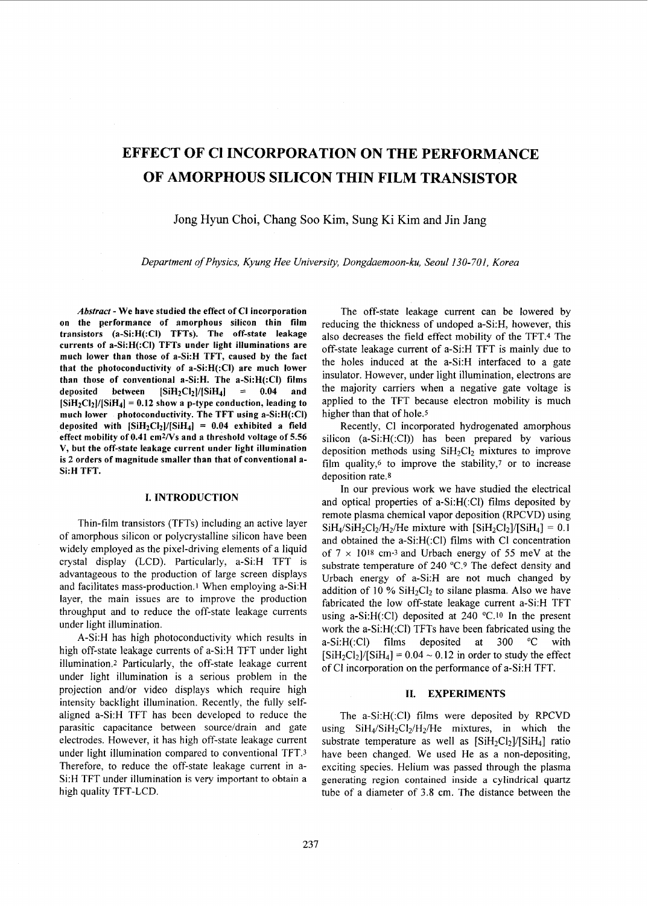# EFFECT OF Cl INCORPORATION ON THE PERFORMANCE OF AMORPHOUS SILICON THIN FILM TRANSISTOR

Jong Hyun Choi, Chang Soo Kim, Sung Ki Kim and Jin Jang

*Department of Physics, Kyung Hee University, Dongdaemoon-ku, Seoul 130-701, Korea*

***Abstract*** **- We have studied the effect of Cl incorporation on the performance of amorphous silicon thin film transistors (a-Si:H(:Cl) TFTs). The off-state leakage currents of a-Si:H(:Cl) TFTs under light illuminations are much lower than those of a-Si:H TFT, caused by the fact that the photoconductivity of a-Si:H(:Cl) are much lower than those of conventional a-Si:H. The a-Si:H(:Cl) films deposited between $[SiH_2Cl_2]/[SiH_4]$ = 0.04 and $[SiH_2Cl_2]/[SiH_4]$ = 0.12 show a p-type conduction, leading to much lower photoconductivity. The TFT using a-Si:H(:Cl) deposited with $[SiH_2Cl_2]/[SiH_4]$ = 0.04 exhibited a field effect mobility of 0.41 $cm^2/Vs$ and a threshold voltage of 5.56 V, but the off-state leakage current under light illumination is 2 orders of magnitude smaller than that of conventional a-Si:H TFT.**

## I. INTRODUCTION

Thin-film transistors (TFTs) including an active layer of amorphous silicon or polycrystalline silicon have been widely employed as the pixel-driving elements of a liquid crystal display (LCD). Particularly, a-Si:H TFT is advantageous to the production of large screen displays and facilitates mass-production.[1] When employing a-Si:H layer, the main issues are to improve the production throughput and to reduce the off-state leakage currents under light illumination.

A-Si:H has high photoconductivity which results in high off-state leakage currents of a-Si:H TFT under light illumination.[2] Particularly, the off-state leakage current under light illumination is a serious problem in the projection and/or video displays which require high intensity backlight illumination. Recently, the fully self-aligned a-Si:H TFT has been developed to reduce the parasitic capacitance between source/drain and gate electrodes. However, it has high off-state leakage current under light illumination compared to conventional TFT.[3] Therefore, to reduce the off-state leakage current in a-Si:H TFT under illumination is very important to obtain a high quality TFT-LCD.

The off-state leakage current can be lowered by reducing the thickness of undoped a-Si:H, however, this also decreases the field effect mobility of the TFT.[4] The off-state leakage current of a-Si:H TFT is mainly due to the holes induced at the a-Si:H interfaced to a gate insulator. However, under light illumination, electrons are the majority carriers when a negative gate voltage is applied to the TFT because electron mobility is much higher than that of hole.[5]

Recently, Cl incorporated hydrogenated amorphous silicon (a-Si:H(:Cl)) has been prepared by various deposition methods using $SiH_2Cl_2$ mixtures to improve film quality,[6] to improve the stability,[7] or to increase deposition rate.[8]

In our previous work we have studied the electrical and optical properties of a-Si:H(:Cl) films deposited by remote plasma chemical vapor deposition (RPCVD) using $SiH_4/SiH_2Cl_2/H_2/He$ mixture with $[SiH_2Cl_2]/[SiH_4]$ = 0.1 and obtained the a-Si:H(:Cl) films with Cl concentration of $7 \times 10^{18}$ $cm^{-3}$ and Urbach energy of 55 meV at the substrate temperature of 240 °C.[9] The defect density and Urbach energy of a-Si:H are not much changed by addition of 10 % $SiH_2Cl_2$ to silane plasma. Also we have fabricated the low off-state leakage current a-Si:H TFT using a-Si:H(:Cl) deposited at 240 °C.[10] In the present work the a-Si:H(:Cl) TFTs have been fabricated using the a-Si:H(:Cl) films deposited at 300 °C with $[SiH_2Cl_2]/[SiH_4]$ = 0.04 ~ 0.12 in order to study the effect of Cl incorporation on the performance of a-Si:H TFT.

## II. EXPERIMENTS

The a-Si:H(:Cl) films were deposited by RPCVD using $SiH_4/SiH_2Cl_2/H_2/He$ mixtures, in which the substrate temperature as well as $[SiH_2Cl_2]/[SiH_4]$ ratio have been changed. We used He as a non-depositing, exciting species. Helium was passed through the plasma generating region contained inside a cylindrical quartz tube of a diameter of 3.8 cm. The distance between the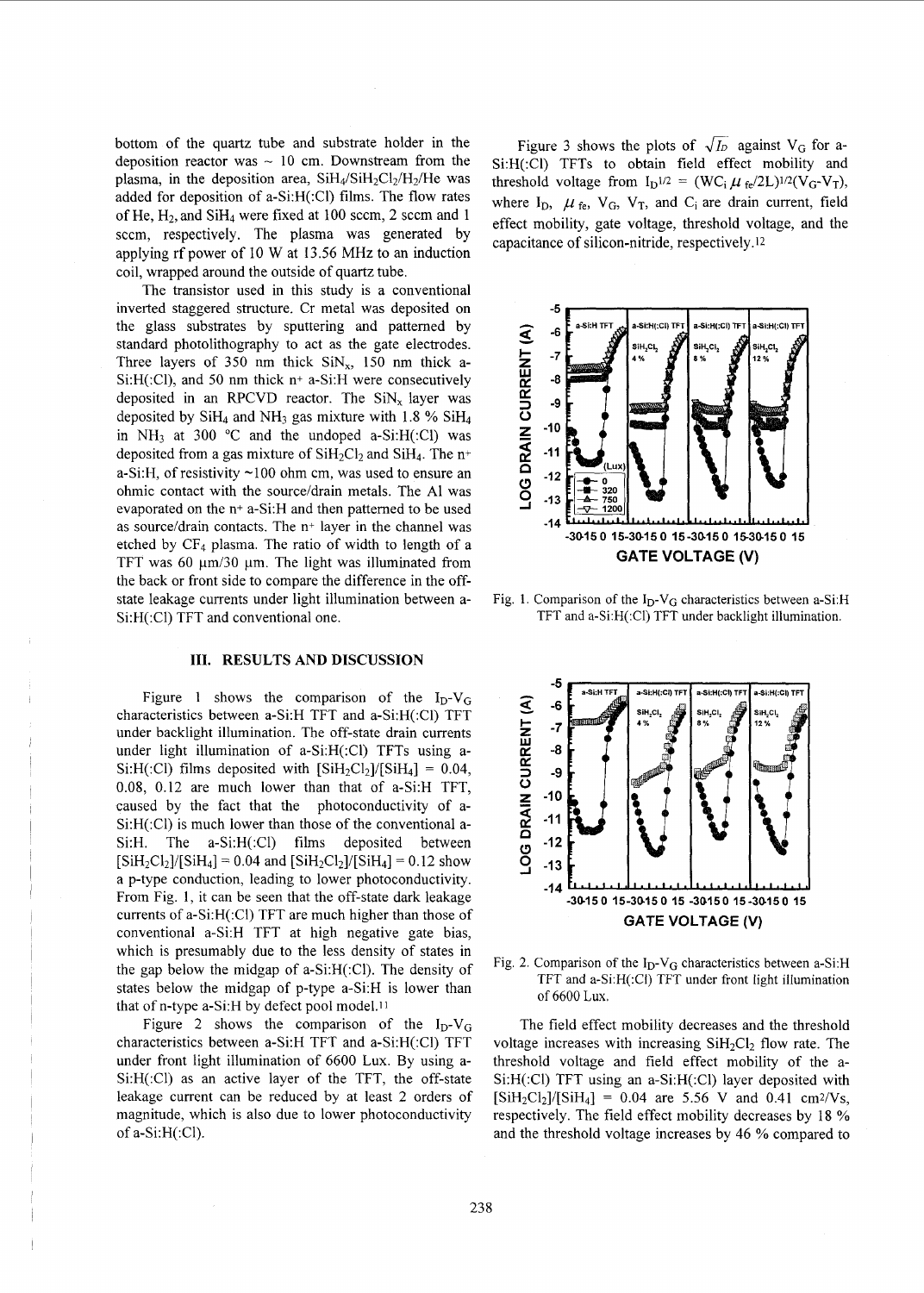bottom of the quartz tube and substrate holder in the deposition reactor was ~ 10 cm. Downstream from the plasma, in the deposition area, $SiH_4/SiH_2Cl_2/H_2/He$ was added for deposition of a-Si:H(:Cl) films. The flow rates of He, $H_2$, and $SiH_4$ were fixed at 100 sccm, 2 sccm and 1 sccm, respectively. The plasma was generated by applying rf power of 10 W at 13.56 MHz to an induction coil, wrapped around the outside of quartz tube.

The transistor used in this study is a conventional inverted staggered structure. Cr metal was deposited on the glass substrates by sputtering and patterned by standard photolithography to act as the gate electrodes. Three layers of 350 nm thick $SiN_x$, 150 nm thick a-Si:H(:Cl), and 50 nm thick n+ a-Si:H were consecutively deposited in an RPCVD reactor. The $SiN_x$ layer was deposited by $SiH_4$ and $NH_3$ gas mixture with 1.8 % $SiH_4$ in $NH_3$ at 300 °C and the undoped a-Si:H(:Cl) was deposited from a gas mixture of $SiH_2Cl_2$ and $SiH_4$. The n+ a-Si:H, of resistivity ~100 ohm cm, was used to ensure an ohmic contact with the source/drain metals. The Al was evaporated on the n+ a-Si:H and then patterned to be used as source/drain contacts. The n+ layer in the channel was etched by $CF_4$ plasma. The ratio of width to length of a TFT was 60 μm/30 μm. The light was illuminated from the back or front side to compare the difference in the off-state leakage currents under light illumination between a-Si:H(:Cl) TFT and conventional one.

## III. RESULTS AND DISCUSSION

Figure 1 shows the comparison of the $I_D$-$V_G$ characteristics between a-Si:H TFT and a-Si:H(:Cl) TFT under backlight illumination. The off-state drain currents under light illumination of a-Si:H(:Cl) TFTs using a-Si:H(:Cl) films deposited with $[SiH_2Cl_2]/[SiH_4] = 0.04$, 0.08, 0.12 are much lower than that of a-Si:H TFT, caused by the fact that the photoconductivity of a-Si:H(:Cl) is much lower than those of the conventional a-Si:H. The a-Si:H(:Cl) films deposited between $[SiH_2Cl_2]/[SiH_4] = 0.04$ and $[SiH_2Cl_2]/[SiH_4] = 0.12$ show a p-type conduction, leading to lower photoconductivity. From Fig. 1, it can be seen that the off-state dark leakage currents of a-Si:H(:Cl) TFT are much higher than those of conventional a-Si:H TFT at high negative gate bias, which is presumably due to the less density of states in the gap below the midgap of a-Si:H(:Cl). The density of states below the midgap of p-type a-Si:H is lower than that of n-type a-Si:H by defect pool model.[11]

Figure 2 shows the comparison of the $I_D$-$V_G$ characteristics between a-Si:H TFT and a-Si:H(:Cl) TFT under front light illumination of 6600 Lux. By using a-Si:H(:Cl) as an active layer of the TFT, the off-state leakage current can be reduced by at least 2 orders of magnitude, which is also due to lower photoconductivity of a-Si:H(:Cl).

Figure 3 shows the plots of $\sqrt{I_D}$ against $V_G$ for a-Si:H(:Cl) TFTs to obtain field effect mobility and threshold voltage from $I_D^{1/2} = (WC_i \mu_{fe}/2L)^{1/2}(V_G - V_T)$, where $I_D$, $\mu_{fe}$, $V_G$, $V_T$, and $C_i$ are drain current, field effect mobility, gate voltage, threshold voltage, and the capacitance of silicon-nitride, respectively.[12]

Fig. 1. Comparison of the $I_D$-$V_G$ characteristics between a-Si:H TFT and a-Si:H(:Cl) TFT under backlight illumination.

Fig. 2. Comparison of the $I_D$-$V_G$ characteristics between a-Si:H TFT and a-Si:H(:Cl) TFT under front light illumination of 6600 Lux.

The field effect mobility decreases and the threshold voltage increases with increasing $SiH_2Cl_2$ flow rate. The threshold voltage and field effect mobility of the a-Si:H(:Cl) TFT using an a-Si:H(:Cl) layer deposited with $[SiH_2Cl_2]/[SiH_4] = 0.04$ are 5.56 V and 0.41 cm²/Vs, respectively. The field effect mobility decreases by 18 % and the threshold voltage increases by 46 % compared to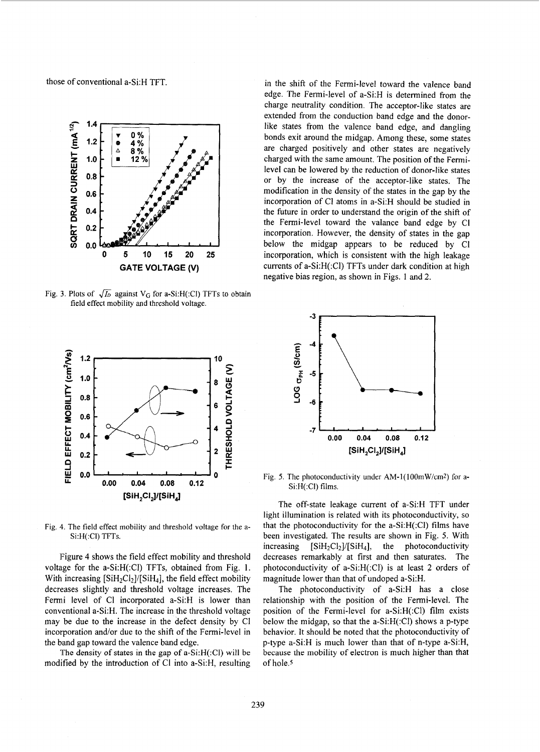those of conventional a-Si:H TFT.

Fig. 3. Plots of $\sqrt{I_D}$ against $V_G$ for a-Si:H(:Cl) TFTs to obtain field effect mobility and threshold voltage.

Fig. 4. The field effect mobility and threshold voltage for the a-Si:H(:Cl) TFTs.

Figure 4 shows the field effect mobility and threshold voltage for the a-Si:H(:Cl) TFTs, obtained from Fig. 1. With increasing $[SiH_2Cl_2]/[SiH_4]$, the field effect mobility decreases slightly and threshold voltage increases. The Fermi level of Cl incorporated a-Si:H is lower than conventional a-Si:H. The increase in the threshold voltage may be due to the increase in the defect density by Cl incorporation and/or due to the shift of the Fermi-level in the band gap toward the valence band edge.

The density of states in the gap of a-Si:H(:Cl) will be modified by the introduction of Cl into a-Si:H, resulting in the shift of the Fermi-level toward the valence band edge. The Fermi-level of a-Si:H is determined from the charge neutrality condition. The acceptor-like states are extended from the conduction band edge and the donor-like states from the valence band edge, and dangling bonds exit around the midgap. Among these, some states are charged positively and other states are negatively charged with the same amount. The position of the Fermi-level can be lowered by the reduction of donor-like states or by the increase of the acceptor-like states. The modification in the density of the states in the gap by the incorporation of Cl atoms in a-Si:H should be studied in the future in order to understand the origin of the shift of the Fermi-level toward the valance band edge by Cl incorporation. However, the density of states in the gap below the midgap appears to be reduced by Cl incorporation, which is consistent with the high leakage currents of a-Si:H(:Cl) TFTs under dark condition at high negative bias region, as shown in Figs. 1 and 2.

Fig. 5. The photoconductivity under AM-1(100mW/cm2) for a-Si:H(:Cl) films.

The off-state leakage current of a-Si:H TFT under light illumination is related with its photoconductivity, so that the photoconductivity for the a-Si:H(:Cl) films have been investigated. The results are shown in Fig. 5. With increasing $[SiH_2Cl_2]/[SiH_4]$, the photoconductivity decreases remarkably at first and then saturates. The photoconductivity of a-Si:H(:Cl) is at least 2 orders of magnitude lower than that of undoped a-Si:H.

The photoconductivity of a-Si:H has a close relationship with the position of the Fermi-level. The position of the Fermi-level for a-Si:H(:Cl) film exists below the midgap, so that the a-Si:H(:Cl) shows a p-type behavior. It should be noted that the photoconductivity of p-type a-Si:H is much lower than that of n-type a-Si:H, because the mobility of electron is much higher than that of hole.[5]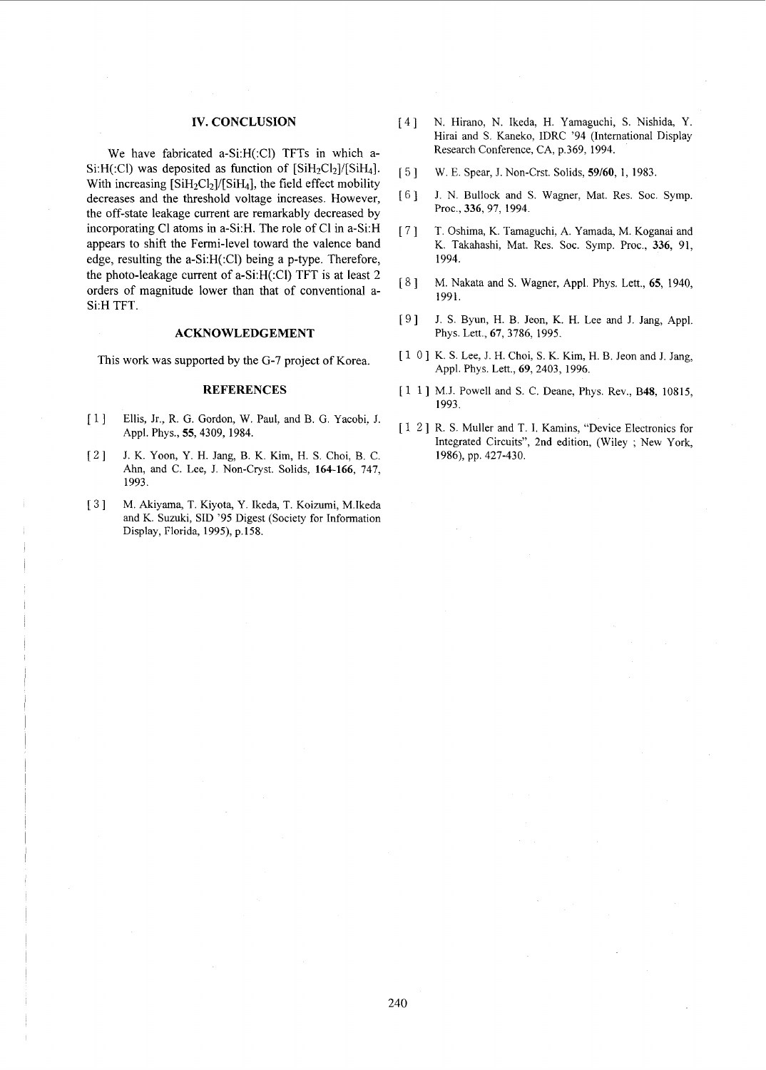## IV. CONCLUSION

We have fabricated a-Si:H(:Cl) TFTs in which a-Si:H(:Cl) was deposited as function of $[SiH_2Cl_2]/[SiH_4]$. With increasing $[SiH_2Cl_2]/[SiH_4]$, the field effect mobility decreases and the threshold voltage increases. However, the off-state leakage current are remarkably decreased by incorporating Cl atoms in a-Si:H. The role of Cl in a-Si:H appears to shift the Fermi-level toward the valence band edge, resulting the a-Si:H(:Cl) being a p-type. Therefore, the photo-leakage current of a-Si:H(:Cl) TFT is at least 2 orders of magnitude lower than that of conventional a-Si:H TFT.

## ACKNOWLEDGEMENT

This work was supported by the G-7 project of Korea.

## REFERENCES

[1] Ellis, Jr., R. G. Gordon, W. Paul, and B. G. Yacobi, J. Appl. Phys., **55**, 4309, 1984.

[2] J. K. Yoon, Y. H. Jang, B. K. Kim, H. S. Choi, B. C. Ahn, and C. Lee, J. Non-Cryst. Solids, **164-166**, 747, 1993.

[3] M. Akiyama, T. Kiyota, Y. Ikeda, T. Koizumi, M.Ikeda and K. Suzuki, SID '95 Digest (Society for Information Display, Florida, 1995), p.158.

[4] N. Hirano, N. Ikeda, H. Yamaguchi, S. Nishida, Y. Hirai and S. Kaneko, IDRC '94 (International Display Research Conference, CA, p.369, 1994.

[5] W. E. Spear, J. Non-Crst. Solids, **59/60**, 1, 1983.

[6] J. N. Bullock and S. Wagner, Mat. Res. Soc. Symp. Proc., **336**, 97, 1994.

[7] T. Oshima, K. Tamaguchi, A. Yamada, M. Koganai and K. Takahashi, Mat. Res. Soc. Symp. Proc., **336**, 91, 1994.

[8] M. Nakata and S. Wagner, Appl. Phys. Lett., **65**, 1940, 1991.

[9] J. S. Byun, H. B. Jeon, K. H. Lee and J. Jang, Appl. Phys. Lett., **67**, 3786, 1995.

[10] K. S. Lee, J. H. Choi, S. K. Kim, H. B. Jeon and J. Jang, Appl. Phys. Lett., **69**, 2403, 1996.

[11] M.J. Powell and S. C. Deane, Phys. Rev., **B48**, 10815, 1993.

[12] R. S. Muller and T. I. Kamins, "Device Electronics for Integrated Circuits", 2nd edition, (Wiley ; New York, 1986), pp. 427-430.